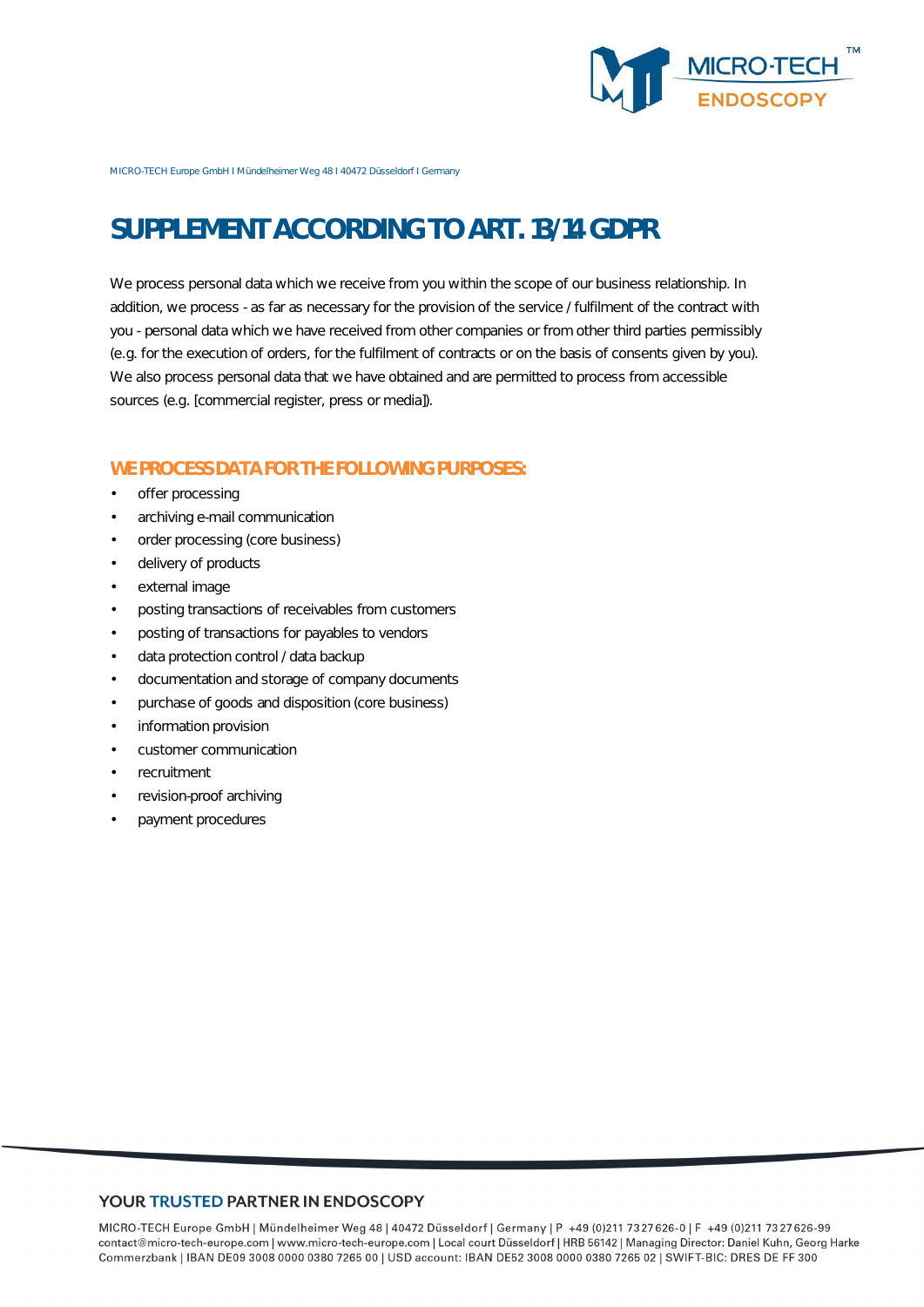MICRO-TECH Europe GmbH I Mündelheimer Weg 48 I 40472 Düsseldorf I Germany

# SUPPLEMENT ACCORDING TO ART. 13/14 GDPR

We process personal data which we receive from you within the scope of our business relationship. In addition, we process - as far as necessary for the provision of the service / fulfilment of the contract with you - personal data which we have received from other companies or from other third parties permissibly (e.g. for the execution of orders, for the fulfilment of contracts or on the basis of consents given by you). We also process personal data that we have obtained and are permitted to process from accessible sources (e.g. [commercial register, press or media]).

## WE PROCESS DATA FOR THE FOLLOWING PURPOSES:

- offer processing
- archiving e-mail communication
- order processing (core business)
- delivery of products
- external image
- posting transactions of receivables from customers
- posting of transactions for payables to vendors
- data protection control / data backup
- documentation and storage of company documents
- purchase of goods and disposition (core business)
- information provision
- customer communication
- recruitment
- revision-proof archiving
- payment procedures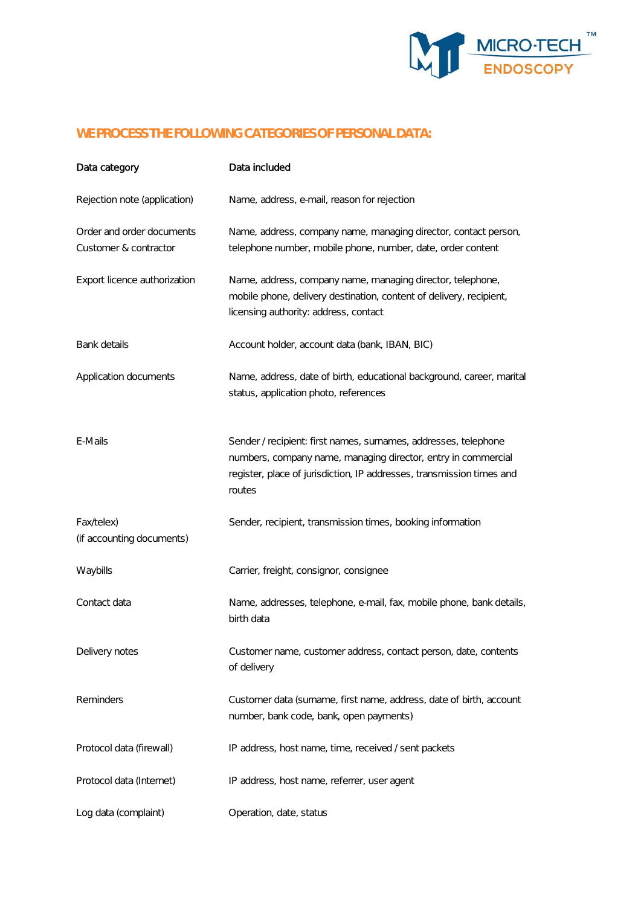## WE PROCESS THE FOLLOWING CATEGORIES OF PERSONAL DATA:

| Data category | Data included |
| --- | --- |
| Rejection note (application) | Name, address, e-mail, reason for rejection |
| Order and order documents Customer & contractor | Name, address, company name, managing director, contact person, telephone number, mobile phone, number, date, order content |
| Export licence authorization | Name, address, company name, managing director, telephone, mobile phone, delivery destination, content of delivery, recipient, licensing authority: address, contact |
| Bank details | Account holder, account data (bank, IBAN, BIC) |
| Application documents | Name, address, date of birth, educational background, career, marital status, application photo, references |
| E-Mails | Sender / recipient: first names, surnames, addresses, telephone numbers, company name, managing director, entry in commercial register, place of jurisdiction, IP addresses, transmission times and routes |
| Fax/telex) (if accounting documents) | Sender, recipient, transmission times, booking information |
| Waybills | Carrier, freight, consignor, consignee |
| Contact data | Name, addresses, telephone, e-mail, fax, mobile phone, bank details, birth data |
| Delivery notes | Customer name, customer address, contact person, date, contents of delivery |
| Reminders | Customer data (surname, first name, address, date of birth, account number, bank code, bank, open payments) |
| Protocol data (firewall) | IP address, host name, time, received / sent packets |
| Protocol data (Internet) | IP address, host name, referrer, user agent |
| Log data (complaint) | Operation, date, status |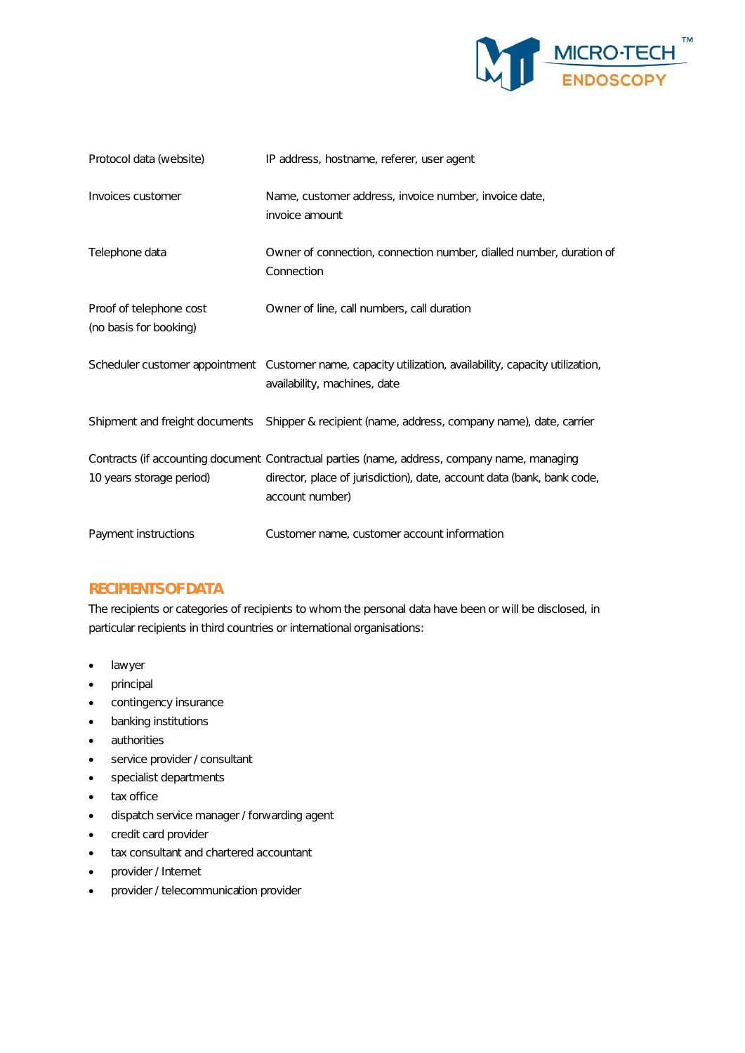| | |
|---|---|
| Protocol data (website) | IP address, hostname, referer, user agent |
| Invoices customer | Name, customer address, invoice number, invoice date, invoice amount |
| Telephone data | Owner of connection, connection number, dialled number, duration of Connection |
| Proof of telephone cost (no basis for booking) | Owner of line, call numbers, call duration |
| Scheduler customer appointment | Customer name, capacity utilization, availability, capacity utilization, availability, machines, date |
| Shipment and freight documents | Shipper & recipient (name, address, company name), date, carrier |
| Contracts (if accounting document 10 years storage period) | Contractual parties (name, address, company name, managing director, place of jurisdiction), date, account data (bank, bank code, account number) |
| Payment instructions | Customer name, customer account information |

## RECIPIENTS OF DATA

The recipients or categories of recipients to whom the personal data have been or will be disclosed, in particular recipients in third countries or international organisations:

- lawyer
- principal
- contingency insurance
- banking institutions
- authorities
- service provider / consultant
- specialist departments
- tax office
- dispatch service manager / forwarding agent
- credit card provider
- tax consultant and chartered accountant
- provider / Internet
- provider / telecommunication provider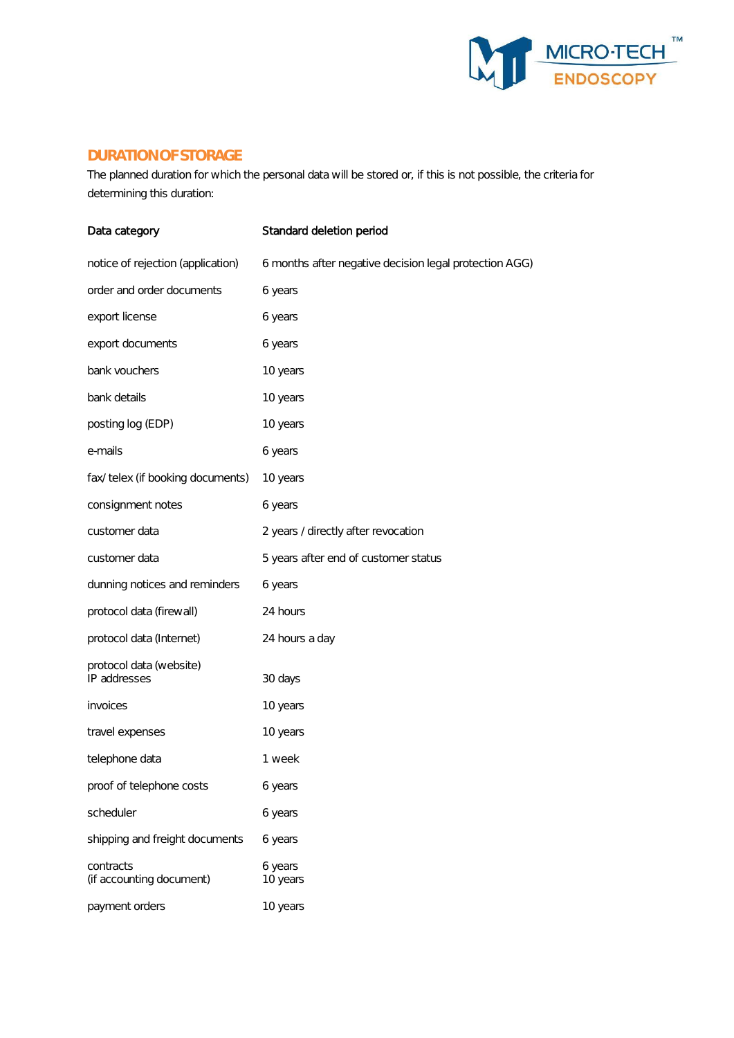## DURATION OF STORAGE

The planned duration for which the personal data will be stored or, if this is not possible, the criteria for determining this duration:

| Data category | Standard deletion period |
|---|---|
| notice of rejection (application) | 6 months after negative decision legal protection AGG) |
| order and order documents | 6 years |
| export license | 6 years |
| export documents | 6 years |
| bank vouchers | 10 years |
| bank details | 10 years |
| posting log (EDP) | 10 years |
| e-mails | 6 years |
| fax/ telex (if booking documents) | 10 years |
| consignment notes | 6 years |
| customer data | 2 years / directly after revocation |
| customer data | 5 years after end of customer status |
| dunning notices and reminders | 6 years |
| protocol data (firewall) | 24 hours |
| protocol data (Internet) | 24 hours a day |
| protocol data (website) IP addresses | 30 days |
| invoices | 10 years |
| travel expenses | 10 years |
| telephone data | 1 week |
| proof of telephone costs | 6 years |
| scheduler | 6 years |
| shipping and freight documents | 6 years |
| contracts (if accounting document) | 6 years 10 years |
| payment orders | 10 years |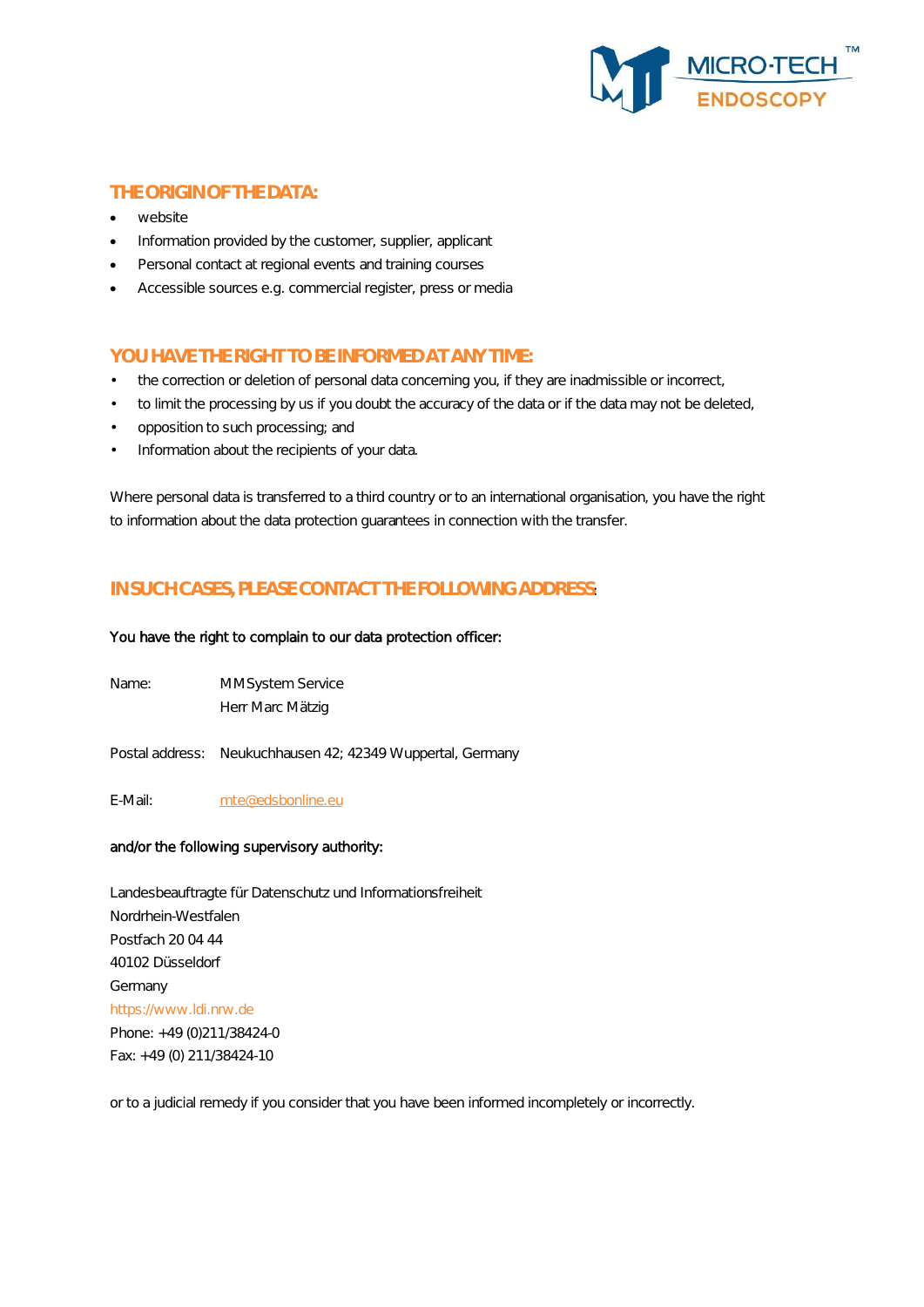## THE ORIGIN OF THE DATA:

- website
- Information provided by the customer, supplier, applicant
- Personal contact at regional events and training courses
- Accessible sources e.g. commercial register, press or media

## YOU HAVE THE RIGHT TO BE INFORMED AT ANY TIME:

- the correction or deletion of personal data concerning you, if they are inadmissible or incorrect,
- to limit the processing by us if you doubt the accuracy of the data or if the data may not be deleted,
- opposition to such processing; and
- Information about the recipients of your data.

Where personal data is transferred to a third country or to an international organisation, you have the right to information about the data protection guarantees in connection with the transfer.

## IN SUCH CASES, PLEASE CONTACT THE FOLLOWING ADDRESS:

You have the right to complain to our data protection officer:

Name: MMSystem Service
Herr Marc Mätzig

Postal address: Neukuchhausen 42; 42349 Wuppertal, Germany

E-Mail: mte@edsbonline.eu

and/or the following supervisory authority:

Landesbeauftragte für Datenschutz und Informationsfreiheit
Nordrhein-Westfalen
Postfach 20 04 44
40102 Düsseldorf
Germany
https://www.ldi.nrw.de
Phone: +49 (0)211/38424-0
Fax: +49 (0) 211/38424-10

or to a judicial remedy if you consider that you have been informed incompletely or incorrectly.